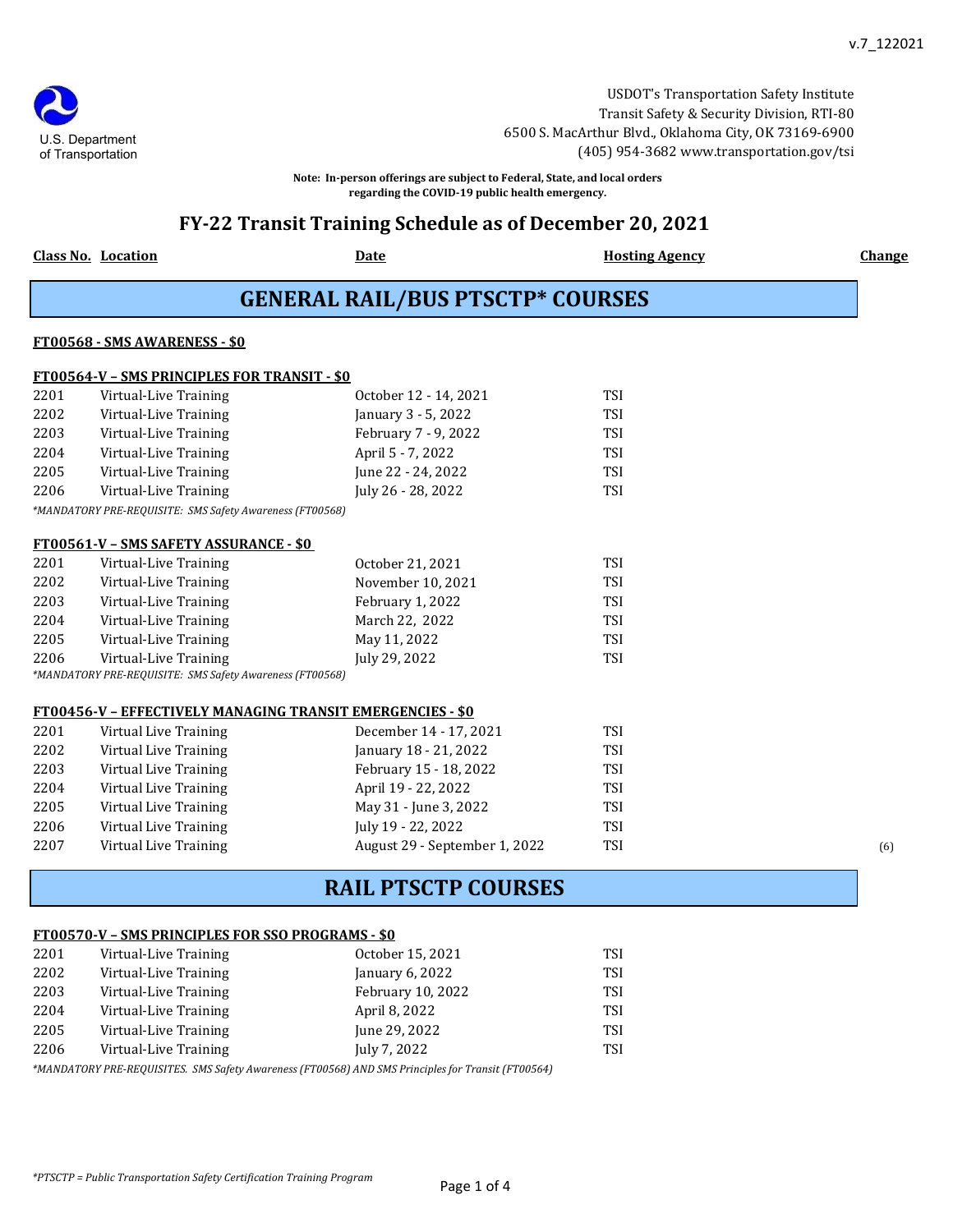v.7_122021

U.S. Department of Transportation

USDOT's Transportation Safety Institute
Transit Safety & Security Division, RTI-80
6500 S. MacArthur Blvd., Oklahoma City, OK 73169-6900
(405) 954-3682 www.transportation.gov/tsi

**Note: In-person offerings are subject to Federal, State, and local orders regarding the COVID-19 public health emergency.**

# FY-22 Transit Training Schedule as of December 20, 2021

## GENERAL RAIL/BUS PTSCTP* COURSES

### FT00568 - SMS AWARENESS - $0

### FT00564-V – SMS PRINCIPLES FOR TRANSIT - $0

| Class No. | Location | Date | Hosting Agency | Change |
|---|---|---|---|---|
| 2201 | Virtual-Live Training | October 12 - 14, 2021 | TSI | |
| 2202 | Virtual-Live Training | January 3 - 5, 2022 | TSI | |
| 2203 | Virtual-Live Training | February 7 - 9, 2022 | TSI | |
| 2204 | Virtual-Live Training | April 5 - 7, 2022 | TSI | |
| 2205 | Virtual-Live Training | June 22 - 24, 2022 | TSI | |
| 2206 | Virtual-Live Training | July 26 - 28, 2022 | TSI | |

*\*MANDATORY PRE-REQUISITE: SMS Safety Awareness (FT00568)*

### FT00561-V – SMS SAFETY ASSURANCE - $0

| Class No. | Location | Date | Hosting Agency | Change |
|---|---|---|---|---|
| 2201 | Virtual-Live Training | October 21, 2021 | TSI | |
| 2202 | Virtual-Live Training | November 10, 2021 | TSI | |
| 2203 | Virtual-Live Training | February 1, 2022 | TSI | |
| 2204 | Virtual-Live Training | March 22, 2022 | TSI | |
| 2205 | Virtual-Live Training | May 11, 2022 | TSI | |
| 2206 | Virtual-Live Training | July 29, 2022 | TSI | |

*\*MANDATORY PRE-REQUISITE: SMS Safety Awareness (FT00568)*

### FT00456-V – EFFECTIVELY MANAGING TRANSIT EMERGENCIES - $0

| Class No. | Location | Date | Hosting Agency | Change |
|---|---|---|---|---|
| 2201 | Virtual Live Training | December 14 - 17, 2021 | TSI | |
| 2202 | Virtual Live Training | January 18 - 21, 2022 | TSI | |
| 2203 | Virtual Live Training | February 15 - 18, 2022 | TSI | |
| 2204 | Virtual Live Training | April 19 - 22, 2022 | TSI | |
| 2205 | Virtual Live Training | May 31 - June 3, 2022 | TSI | |
| 2206 | Virtual Live Training | July 19 - 22, 2022 | TSI | |
| 2207 | Virtual Live Training | August 29 - September 1, 2022 | TSI | (6) |

## RAIL PTSCTP COURSES

### FT00570-V – SMS PRINCIPLES FOR SSO PROGRAMS - $0

| Class No. | Location | Date | Hosting Agency | Change |
|---|---|---|---|---|
| 2201 | Virtual-Live Training | October 15, 2021 | TSI | |
| 2202 | Virtual-Live Training | January 6, 2022 | TSI | |
| 2203 | Virtual-Live Training | February 10, 2022 | TSI | |
| 2204 | Virtual-Live Training | April 8, 2022 | TSI | |
| 2205 | Virtual-Live Training | June 29, 2022 | TSI | |
| 2206 | Virtual-Live Training | July 7, 2022 | TSI | |

*\*MANDATORY PRE-REQUISITES. SMS Safety Awareness (FT00568) AND SMS Principles for Transit (FT00564)*

*\*PTSCTP = Public Transportation Safety Certification Training Program*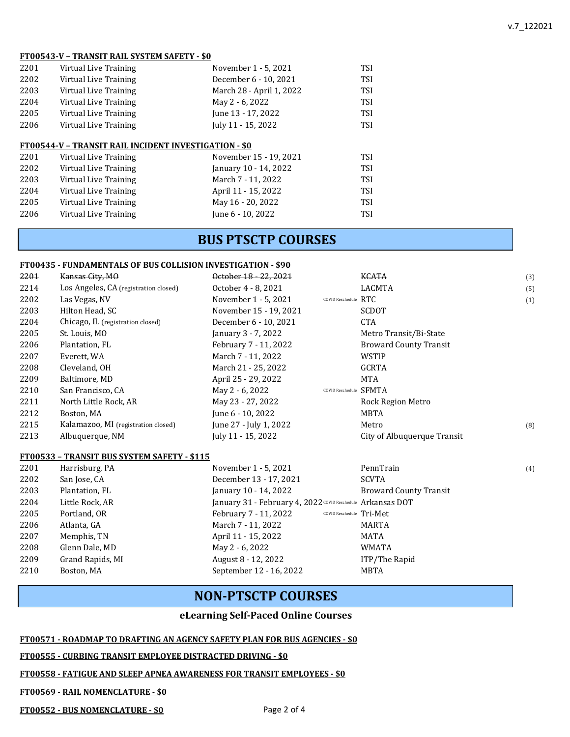**FT00543-V – TRANSIT RAIL SYSTEM SAFETY - $0**

| | | | |
|---|---|---|---|
| 2201 | Virtual Live Training | November 1 - 5, 2021 | TSI |
| 2202 | Virtual Live Training | December 6 - 10, 2021 | TSI |
| 2203 | Virtual Live Training | March 28 - April 1, 2022 | TSI |
| 2204 | Virtual Live Training | May 2 - 6, 2022 | TSI |
| 2205 | Virtual Live Training | June 13 - 17, 2022 | TSI |
| 2206 | Virtual Live Training | July 11 - 15, 2022 | TSI |

**FT00544-V – TRANSIT RAIL INCIDENT INVESTIGATION - $0**

| | | | |
|---|---|---|---|
| 2201 | Virtual Live Training | November 15 - 19, 2021 | TSI |
| 2202 | Virtual Live Training | January 10 - 14, 2022 | TSI |
| 2203 | Virtual Live Training | March 7 - 11, 2022 | TSI |
| 2204 | Virtual Live Training | April 11 - 15, 2022 | TSI |
| 2205 | Virtual Live Training | May 16 - 20, 2022 | TSI |
| 2206 | Virtual Live Training | June 6 - 10, 2022 | TSI |

## BUS PTSCTP COURSES

**FT00435 - FUNDAMENTALS OF BUS COLLISION INVESTIGATION - $90**

| | | | | | |
|---|---|---|---|---|---|
| ~~2201~~ | ~~Kansas City, MO~~ | ~~October 18 - 22, 2021~~ | | ~~KCATA~~ | (3) |
| 2214 | Los Angeles, CA (registration closed) | October 4 - 8, 2021 | | LACMTA | (5) |
| 2202 | Las Vegas, NV | November 1 - 5, 2021 | COVID Reschedule | RTC | (1) |
| 2203 | Hilton Head, SC | November 15 - 19, 2021 | | SCDOT | |
| 2204 | Chicago, IL (registration closed) | December 6 - 10, 2021 | | CTA | |
| 2205 | St. Louis, MO | January 3 - 7, 2022 | | Metro Transit/Bi-State | |
| 2206 | Plantation, FL | February 7 - 11, 2022 | | Broward County Transit | |
| 2207 | Everett, WA | March 7 - 11, 2022 | | WSTIP | |
| 2208 | Cleveland, OH | March 21 - 25, 2022 | | GCRTA | |
| 2209 | Baltimore, MD | April 25 - 29, 2022 | | MTA | |
| 2210 | San Francisco, CA | May 2 - 6, 2022 | COVID Reschedule | SFMTA | |
| 2211 | North Little Rock, AR | May 23 - 27, 2022 | | Rock Region Metro | |
| 2212 | Boston, MA | June 6 - 10, 2022 | | MBTA | |
| 2215 | Kalamazoo, MI (registration closed) | June 27 - July 1, 2022 | | Metro | (8) |
| 2213 | Albuquerque, NM | July 11 - 15, 2022 | | City of Albuquerque Transit | |

**FT00533 – TRANSIT BUS SYSTEM SAFETY - $115**

| | | | | | |
|---|---|---|---|---|---|
| 2201 | Harrisburg, PA | November 1 - 5, 2021 | | PennTrain | (4) |
| 2202 | San Jose, CA | December 13 - 17, 2021 | | SCVTA | |
| 2203 | Plantation, FL | January 10 - 14, 2022 | | Broward County Transit | |
| 2204 | Little Rock, AR | January 31 - February 4, 2022 | COVID Reschedule | Arkansas DOT | |
| 2205 | Portland, OR | February 7 - 11, 2022 | COVID Reschedule | Tri-Met | |
| 2206 | Atlanta, GA | March 7 - 11, 2022 | | MARTA | |
| 2207 | Memphis, TN | April 11 - 15, 2022 | | MATA | |
| 2208 | Glenn Dale, MD | May 2 - 6, 2022 | | WMATA | |
| 2209 | Grand Rapids, MI | August 8 - 12, 2022 | | ITP/The Rapid | |
| 2210 | Boston, MA | September 12 - 16, 2022 | | MBTA | |

## NON-PTSCTP COURSES

### eLearning Self-Paced Online Courses

**FT00571 - ROADMAP TO DRAFTING AN AGENCY SAFETY PLAN FOR BUS AGENCIES - $0**

**FT00555 - CURBING TRANSIT EMPLOYEE DISTRACTED DRIVING - $0**

**FT00558 - FATIGUE AND SLEEP APNEA AWARENESS FOR TRANSIT EMPLOYEES - $0**

**FT00569 - RAIL NOMENCLATURE - $0**

**FT00552 - BUS NOMENCLATURE - $0**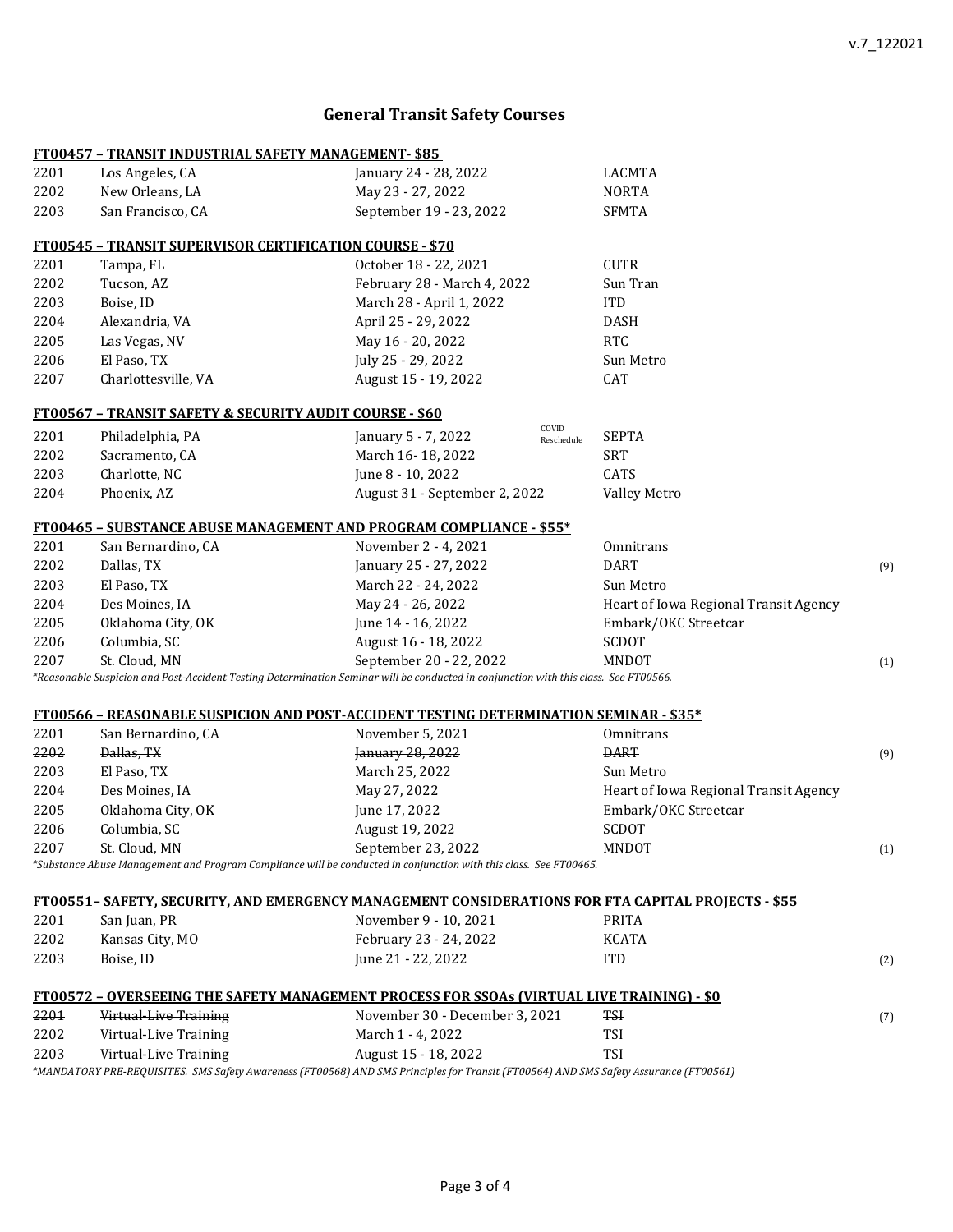# General Transit Safety Courses

## FT00457 – TRANSIT INDUSTRIAL SAFETY MANAGEMENT- $85

| | | | | |
|---|---|---|---|---|
| 2201 | Los Angeles, CA | January 24 - 28, 2022 | LACMTA | |
| 2202 | New Orleans, LA | May 23 - 27, 2022 | NORTA | |
| 2203 | San Francisco, CA | September 19 - 23, 2022 | SFMTA | |

## FT00545 – TRANSIT SUPERVISOR CERTIFICATION COURSE - $70

| | | | | |
|---|---|---|---|---|
| 2201 | Tampa, FL | October 18 - 22, 2021 | CUTR | |
| 2202 | Tucson, AZ | February 28 - March 4, 2022 | Sun Tran | |
| 2203 | Boise, ID | March 28 - April 1, 2022 | ITD | |
| 2204 | Alexandria, VA | April 25 - 29, 2022 | DASH | |
| 2205 | Las Vegas, NV | May 16 - 20, 2022 | RTC | |
| 2206 | El Paso, TX | July 25 - 29, 2022 | Sun Metro | |
| 2207 | Charlottesville, VA | August 15 - 19, 2022 | CAT | |

## FT00567 – TRANSIT SAFETY & SECURITY AUDIT COURSE - $60

| | | | | |
|---|---|---|---|---|
| 2201 | Philadelphia, PA | January 5 - 7, 2022 COVID Reschedule | SEPTA | |
| 2202 | Sacramento, CA | March 16- 18, 2022 | SRT | |
| 2203 | Charlotte, NC | June 8 - 10, 2022 | CATS | |
| 2204 | Phoenix, AZ | August 31 - September 2, 2022 | Valley Metro | |

## FT00465 – SUBSTANCE ABUSE MANAGEMENT AND PROGRAM COMPLIANCE - $55*

| | | | | |
|---|---|---|---|---|
| 2201 | San Bernardino, CA | November 2 - 4, 2021 | Omnitrans | |
| ~~2202~~ | ~~Dallas, TX~~ | ~~January 25 - 27, 2022~~ | ~~DART~~ | (9) |
| 2203 | El Paso, TX | March 22 - 24, 2022 | Sun Metro | |
| 2204 | Des Moines, IA | May 24 - 26, 2022 | Heart of Iowa Regional Transit Agency | |
| 2205 | Oklahoma City, OK | June 14 - 16, 2022 | Embark/OKC Streetcar | |
| 2206 | Columbia, SC | August 16 - 18, 2022 | SCDOT | |
| 2207 | St. Cloud, MN | September 20 - 22, 2022 | MNDOT | (1) |

*\*Reasonable Suspicion and Post-Accident Testing Determination Seminar will be conducted in conjunction with this class. See FT00566.*

## FT00566 – REASONABLE SUSPICION AND POST-ACCIDENT TESTING DETERMINATION SEMINAR - $35*

| | | | | |
|---|---|---|---|---|
| 2201 | San Bernardino, CA | November 5, 2021 | Omnitrans | |
| ~~2202~~ | ~~Dallas, TX~~ | ~~January 28, 2022~~ | ~~DART~~ | (9) |
| 2203 | El Paso, TX | March 25, 2022 | Sun Metro | |
| 2204 | Des Moines, IA | May 27, 2022 | Heart of Iowa Regional Transit Agency | |
| 2205 | Oklahoma City, OK | June 17, 2022 | Embark/OKC Streetcar | |
| 2206 | Columbia, SC | August 19, 2022 | SCDOT | |
| 2207 | St. Cloud, MN | September 23, 2022 | MNDOT | (1) |

*\*Substance Abuse Management and Program Compliance will be conducted in conjunction with this class. See FT00465.*

## FT00551– SAFETY, SECURITY, AND EMERGENCY MANAGEMENT CONSIDERATIONS FOR FTA CAPITAL PROJECTS - $55

| | | | | |
|---|---|---|---|---|
| 2201 | San Juan, PR | November 9 - 10, 2021 | PRITA | |
| 2202 | Kansas City, MO | February 23 - 24, 2022 | KCATA | |
| 2203 | Boise, ID | June 21 - 22, 2022 | ITD | (2) |

## FT00572 – OVERSEEING THE SAFETY MANAGEMENT PROCESS FOR SSOAs (VIRTUAL LIVE TRAINING) - $0

| | | | | |
|---|---|---|---|---|
| ~~2201~~ | ~~Virtual-Live Training~~ | ~~November 30 - December 3, 2021~~ | ~~TSI~~ | (7) |
| 2202 | Virtual-Live Training | March 1 - 4, 2022 | TSI | |
| 2203 | Virtual-Live Training | August 15 - 18, 2022 | TSI | |

*\*MANDATORY PRE-REQUISITES. SMS Safety Awareness (FT00568) AND SMS Principles for Transit (FT00564) AND SMS Safety Assurance (FT00561)*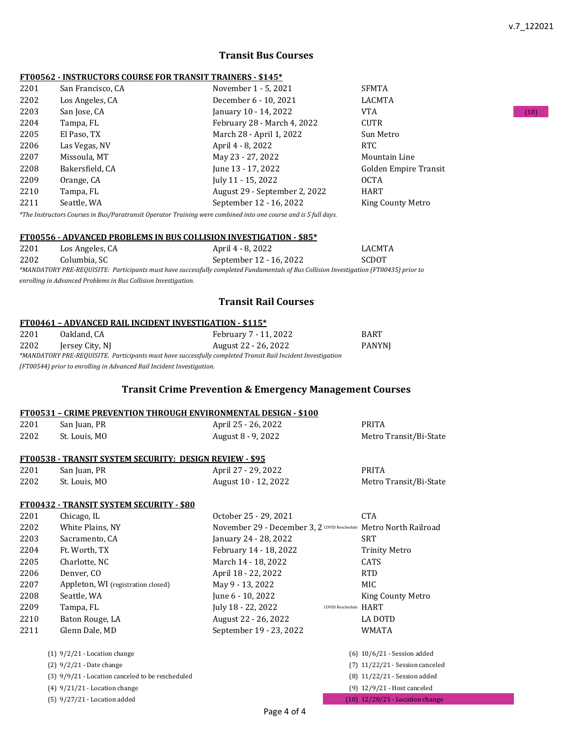v.7_122021

## Transit Bus Courses

**FT00562 - INSTRUCTORS COURSE FOR TRANSIT TRAINERS - $145***

| | | | | |
|---|---|---|---|---|
| 2201 | San Francisco, CA | November 1 - 5, 2021 | SFMTA | |
| 2202 | Los Angeles, CA | December 6 - 10, 2021 | LACMTA | |
| 2203 | San Jose, CA | January 10 - 14, 2022 | VTA | (10) |
| 2204 | Tampa, FL | February 28 - March 4, 2022 | CUTR | |
| 2205 | El Paso, TX | March 28 - April 1, 2022 | Sun Metro | |
| 2206 | Las Vegas, NV | April 4 - 8, 2022 | RTC | |
| 2207 | Missoula, MT | May 23 - 27, 2022 | Mountain Line | |
| 2208 | Bakersfield, CA | June 13 - 17, 2022 | Golden Empire Transit | |
| 2209 | Orange, CA | July 11 - 15, 2022 | OCTA | |
| 2210 | Tampa, FL | August 29 - September 2, 2022 | HART | |
| 2211 | Seattle, WA | September 12 - 16, 2022 | King County Metro | |

*\*The Instructors Courses in Bus/Paratransit Operator Training were combined into one course and is 5 full days.*

**FT00556 - ADVANCED PROBLEMS IN BUS COLLISION INVESTIGATION - $85***

| | | | |
|---|---|---|---|
| 2201 | Los Angeles, CA | April 4 - 8, 2022 | LACMTA |
| 2202 | Columbia, SC | September 12 - 16, 2022 | SCDOT |

*\*MANDATORY PRE-REQUISITE: Participants must have successfully completed Fundamentals of Bus Collision Investigation (FT00435) prior to enrolling in Advanced Problems in Bus Collision Investigation.*

## Transit Rail Courses

**FT00461 – ADVANCED RAIL INCIDENT INVESTIGATION - $115***

| | | | |
|---|---|---|---|
| 2201 | Oakland, CA | February 7 - 11, 2022 | BART |
| 2202 | Jersey City, NJ | August 22 - 26, 2022 | PANYNJ |

*\*MANDATORY PRE-REQUISITE. Participants must have successfully completed Transit Rail Incident Investigation (FT00544) prior to enrolling in Advanced Rail Incident Investigation.*

## Transit Crime Prevention & Emergency Management Courses

**FT00531 – CRIME PREVENTION THROUGH ENVIRONMENTAL DESIGN - $100**

| | | | |
|---|---|---|---|
| 2201 | San Juan, PR | April 25 - 26, 2022 | PRITA |
| 2202 | St. Louis, MO | August 8 - 9, 2022 | Metro Transit/Bi-State |

**FT00538 - TRANSIT SYSTEM SECURITY: DESIGN REVIEW - $95**

| | | | |
|---|---|---|---|
| 2201 | San Juan, PR | April 27 - 29, 2022 | PRITA |
| 2202 | St. Louis, MO | August 10 - 12, 2022 | Metro Transit/Bi-State |

**FT00432 - TRANSIT SYSTEM SECURITY - $80**

| | | | |
|---|---|---|---|
| 2201 | Chicago, IL | October 25 - 29, 2021 | CTA |
| 2202 | White Plains, NY | November 29 - December 3, 2 COVID Reschedule | Metro North Railroad |
| 2203 | Sacramento, CA | January 24 - 28, 2022 | SRT |
| 2204 | Ft. Worth, TX | February 14 - 18, 2022 | Trinity Metro |
| 2205 | Charlotte, NC | March 14 - 18, 2022 | CATS |
| 2206 | Denver, CO | April 18 - 22, 2022 | RTD |
| 2207 | Appleton, WI (registration closed) | May 9 - 13, 2022 | MIC |
| 2208 | Seattle, WA | June 6 - 10, 2022 | King County Metro |
| 2209 | Tampa, FL | July 18 - 22, 2022 COVID Reschedule | HART |
| 2210 | Baton Rouge, LA | August 22 - 26, 2022 | LA DOTD |
| 2211 | Glenn Dale, MD | September 19 - 23, 2022 | WMATA |

(1) 9/2/21 - Location change
(2) 9/2/21 - Date change
(3) 9/9/21 - Location canceled to be rescheduled
(4) 9/21/21 - Location change
(5) 9/27/21 - Location added
(6) 10/6/21 - Session added
(7) 11/22/21 - Session canceled
(8) 11/22/21 - Session added
(9) 12/9/21 - Host canceled
(10) 12/20/21 - Location change